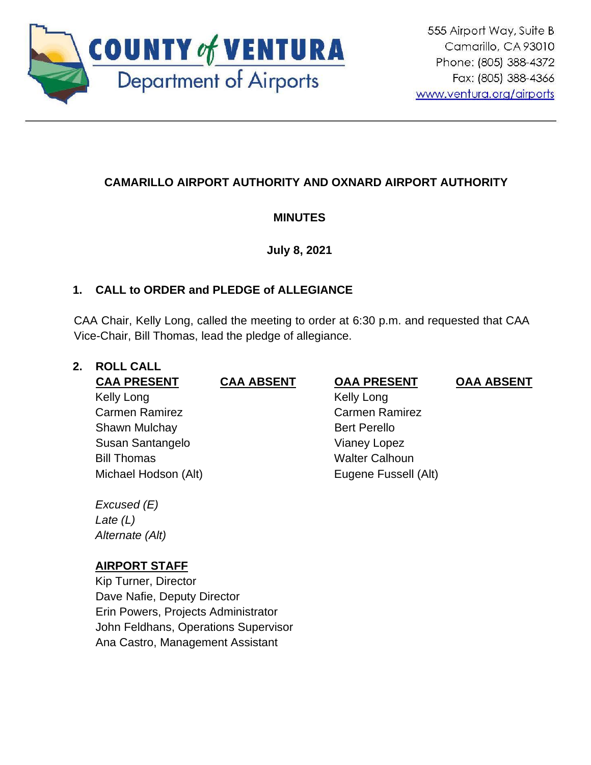COUNTY of VENTURA
Department of Airports

555 Airport Way, Suite B
Camarillo, CA 93010
Phone: (805) 388-4372
Fax: (805) 388-4366
www.ventura.org/airports

---

## CAMARILLO AIRPORT AUTHORITY AND OXNARD AIRPORT AUTHORITY

## MINUTES

**July 8, 2021**

### 1. CALL to ORDER and PLEDGE of ALLEGIANCE

CAA Chair, Kelly Long, called the meeting to order at 6:30 p.m. and requested that CAA Vice-Chair, Bill Thomas, lead the pledge of allegiance.

### 2. ROLL CALL

| CAA PRESENT | CAA ABSENT | OAA PRESENT | OAA ABSENT |
| --- | --- | --- | --- |
| Kelly Long | | Kelly Long | |
| Carmen Ramirez | | Carmen Ramirez | |
| Shawn Mulchay | | Bert Perello | |
| Susan Santangelo | | Vianey Lopez | |
| Bill Thomas | | Walter Calhoun | |
| Michael Hodson (Alt) | | Eugene Fussell (Alt) | |

*Excused (E)*
*Late (L)*
*Alternate (Alt)*

**AIRPORT STAFF**

Kip Turner, Director
Dave Nafie, Deputy Director
Erin Powers, Projects Administrator
John Feldhans, Operations Supervisor
Ana Castro, Management Assistant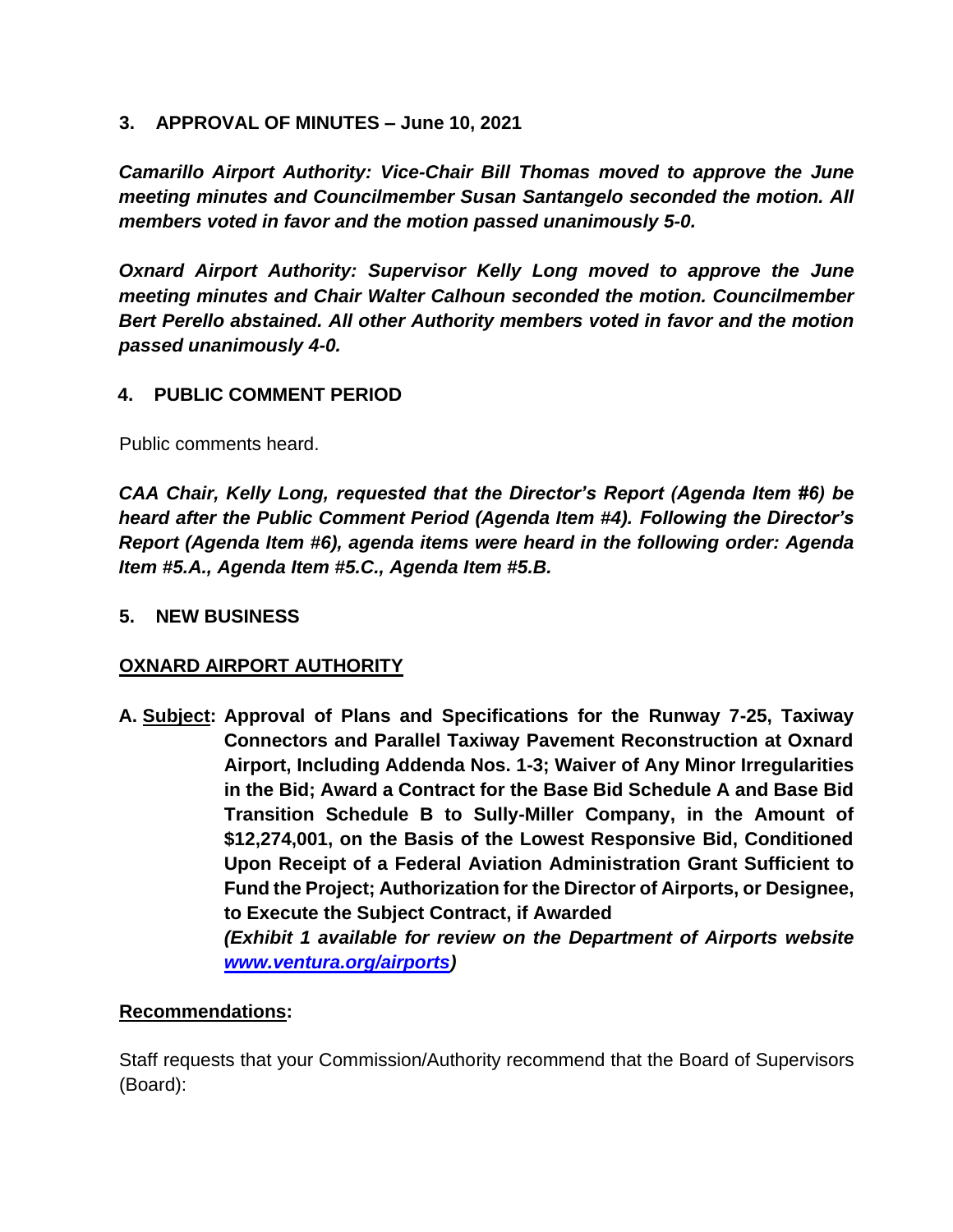## 3. APPROVAL OF MINUTES – June 10, 2021

***Camarillo Airport Authority: Vice-Chair Bill Thomas moved to approve the June meeting minutes and Councilmember Susan Santangelo seconded the motion. All members voted in favor and the motion passed unanimously 5-0.***

***Oxnard Airport Authority: Supervisor Kelly Long moved to approve the June meeting minutes and Chair Walter Calhoun seconded the motion. Councilmember Bert Perello abstained. All other Authority members voted in favor and the motion passed unanimously 4-0.***

## 4. PUBLIC COMMENT PERIOD

Public comments heard.

***CAA Chair, Kelly Long, requested that the Director's Report (Agenda Item #6) be heard after the Public Comment Period (Agenda Item #4). Following the Director's Report (Agenda Item #6), agenda items were heard in the following order: Agenda Item #5.A., Agenda Item #5.C., Agenda Item #5.B.***

## 5. NEW BUSINESS

**OXNARD AIRPORT AUTHORITY**

**A. Subject: Approval of Plans and Specifications for the Runway 7-25, Taxiway Connectors and Parallel Taxiway Pavement Reconstruction at Oxnard Airport, Including Addenda Nos. 1-3; Waiver of Any Minor Irregularities in the Bid; Award a Contract for the Base Bid Schedule A and Base Bid Transition Schedule B to Sully-Miller Company, in the Amount of $12,274,001, on the Basis of the Lowest Responsive Bid, Conditioned Upon Receipt of a Federal Aviation Administration Grant Sufficient to Fund the Project; Authorization for the Director of Airports, or Designee, to Execute the Subject Contract, if Awarded**
***(Exhibit 1 available for review on the Department of Airports website [www.ventura.org/airports](http://www.ventura.org/airports))***

**Recommendations:**

Staff requests that your Commission/Authority recommend that the Board of Supervisors (Board):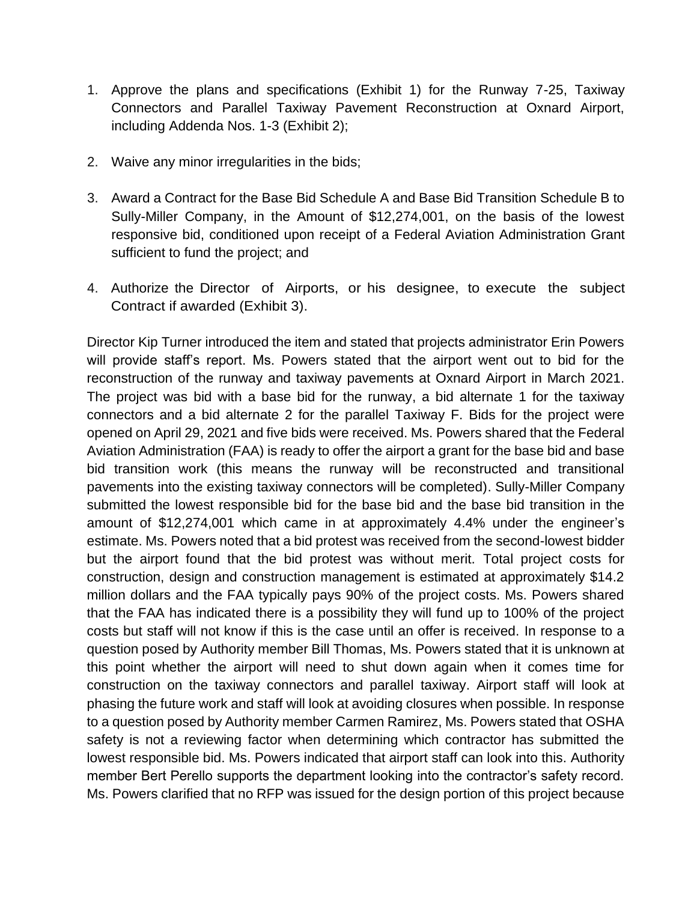1. Approve the plans and specifications (Exhibit 1) for the Runway 7-25, Taxiway Connectors and Parallel Taxiway Pavement Reconstruction at Oxnard Airport, including Addenda Nos. 1-3 (Exhibit 2);

2. Waive any minor irregularities in the bids;

3. Award a Contract for the Base Bid Schedule A and Base Bid Transition Schedule B to Sully-Miller Company, in the Amount of $12,274,001, on the basis of the lowest responsive bid, conditioned upon receipt of a Federal Aviation Administration Grant sufficient to fund the project; and

4. Authorize the Director of Airports, or his designee, to execute the subject Contract if awarded (Exhibit 3).

Director Kip Turner introduced the item and stated that projects administrator Erin Powers will provide staff's report. Ms. Powers stated that the airport went out to bid for the reconstruction of the runway and taxiway pavements at Oxnard Airport in March 2021. The project was bid with a base bid for the runway, a bid alternate 1 for the taxiway connectors and a bid alternate 2 for the parallel Taxiway F. Bids for the project were opened on April 29, 2021 and five bids were received. Ms. Powers shared that the Federal Aviation Administration (FAA) is ready to offer the airport a grant for the base bid and base bid transition work (this means the runway will be reconstructed and transitional pavements into the existing taxiway connectors will be completed). Sully-Miller Company submitted the lowest responsible bid for the base bid and the base bid transition in the amount of $12,274,001 which came in at approximately 4.4% under the engineer's estimate. Ms. Powers noted that a bid protest was received from the second-lowest bidder but the airport found that the bid protest was without merit. Total project costs for construction, design and construction management is estimated at approximately $14.2 million dollars and the FAA typically pays 90% of the project costs. Ms. Powers shared that the FAA has indicated there is a possibility they will fund up to 100% of the project costs but staff will not know if this is the case until an offer is received. In response to a question posed by Authority member Bill Thomas, Ms. Powers stated that it is unknown at this point whether the airport will need to shut down again when it comes time for construction on the taxiway connectors and parallel taxiway. Airport staff will look at phasing the future work and staff will look at avoiding closures when possible. In response to a question posed by Authority member Carmen Ramirez, Ms. Powers stated that OSHA safety is not a reviewing factor when determining which contractor has submitted the lowest responsible bid. Ms. Powers indicated that airport staff can look into this. Authority member Bert Perello supports the department looking into the contractor's safety record. Ms. Powers clarified that no RFP was issued for the design portion of this project because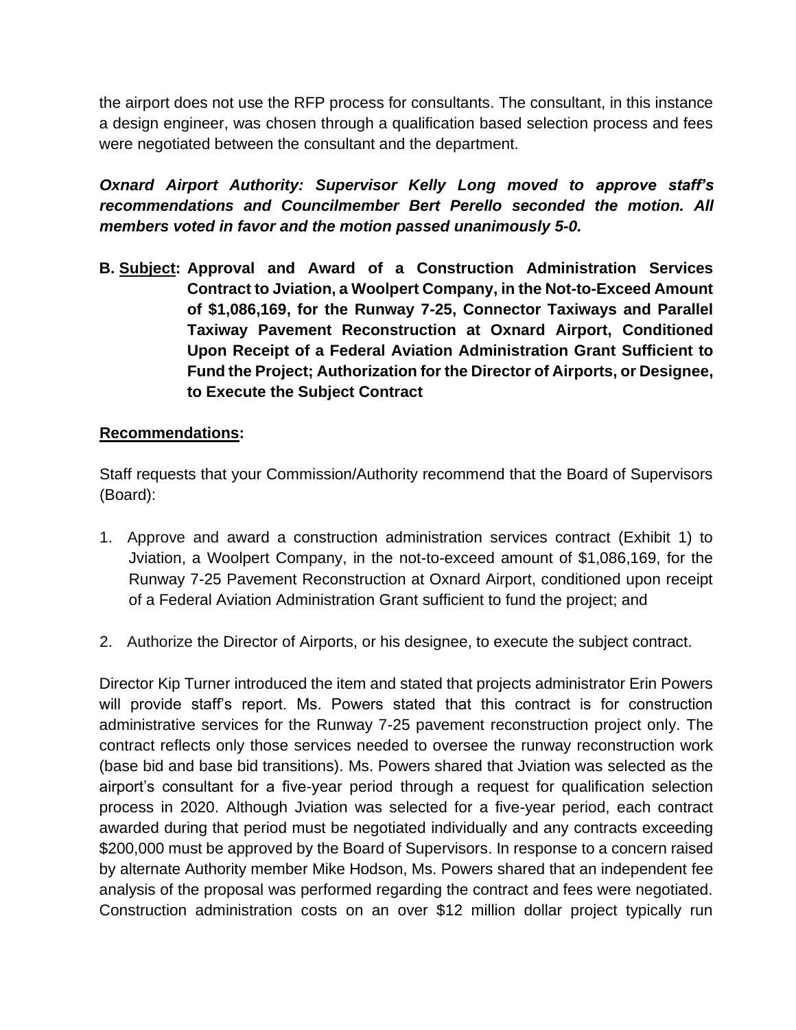the airport does not use the RFP process for consultants. The consultant, in this instance a design engineer, was chosen through a qualification based selection process and fees were negotiated between the consultant and the department.

***Oxnard Airport Authority: Supervisor Kelly Long moved to approve staff's recommendations and Councilmember Bert Perello seconded the motion. All members voted in favor and the motion passed unanimously 5-0.***

**B. Subject: Approval and Award of a Construction Administration Services Contract to Jviation, a Woolpert Company, in the Not-to-Exceed Amount of $1,086,169, for the Runway 7-25, Connector Taxiways and Parallel Taxiway Pavement Reconstruction at Oxnard Airport, Conditioned Upon Receipt of a Federal Aviation Administration Grant Sufficient to Fund the Project; Authorization for the Director of Airports, or Designee, to Execute the Subject Contract**

**Recommendations:**

Staff requests that your Commission/Authority recommend that the Board of Supervisors (Board):

1. Approve and award a construction administration services contract (Exhibit 1) to Jviation, a Woolpert Company, in the not-to-exceed amount of $1,086,169, for the Runway 7-25 Pavement Reconstruction at Oxnard Airport, conditioned upon receipt of a Federal Aviation Administration Grant sufficient to fund the project; and

2. Authorize the Director of Airports, or his designee, to execute the subject contract.

Director Kip Turner introduced the item and stated that projects administrator Erin Powers will provide staff's report. Ms. Powers stated that this contract is for construction administrative services for the Runway 7-25 pavement reconstruction project only. The contract reflects only those services needed to oversee the runway reconstruction work (base bid and base bid transitions). Ms. Powers shared that Jviation was selected as the airport's consultant for a five-year period through a request for qualification selection process in 2020. Although Jviation was selected for a five-year period, each contract awarded during that period must be negotiated individually and any contracts exceeding $200,000 must be approved by the Board of Supervisors. In response to a concern raised by alternate Authority member Mike Hodson, Ms. Powers shared that an independent fee analysis of the proposal was performed regarding the contract and fees were negotiated. Construction administration costs on an over $12 million dollar project typically run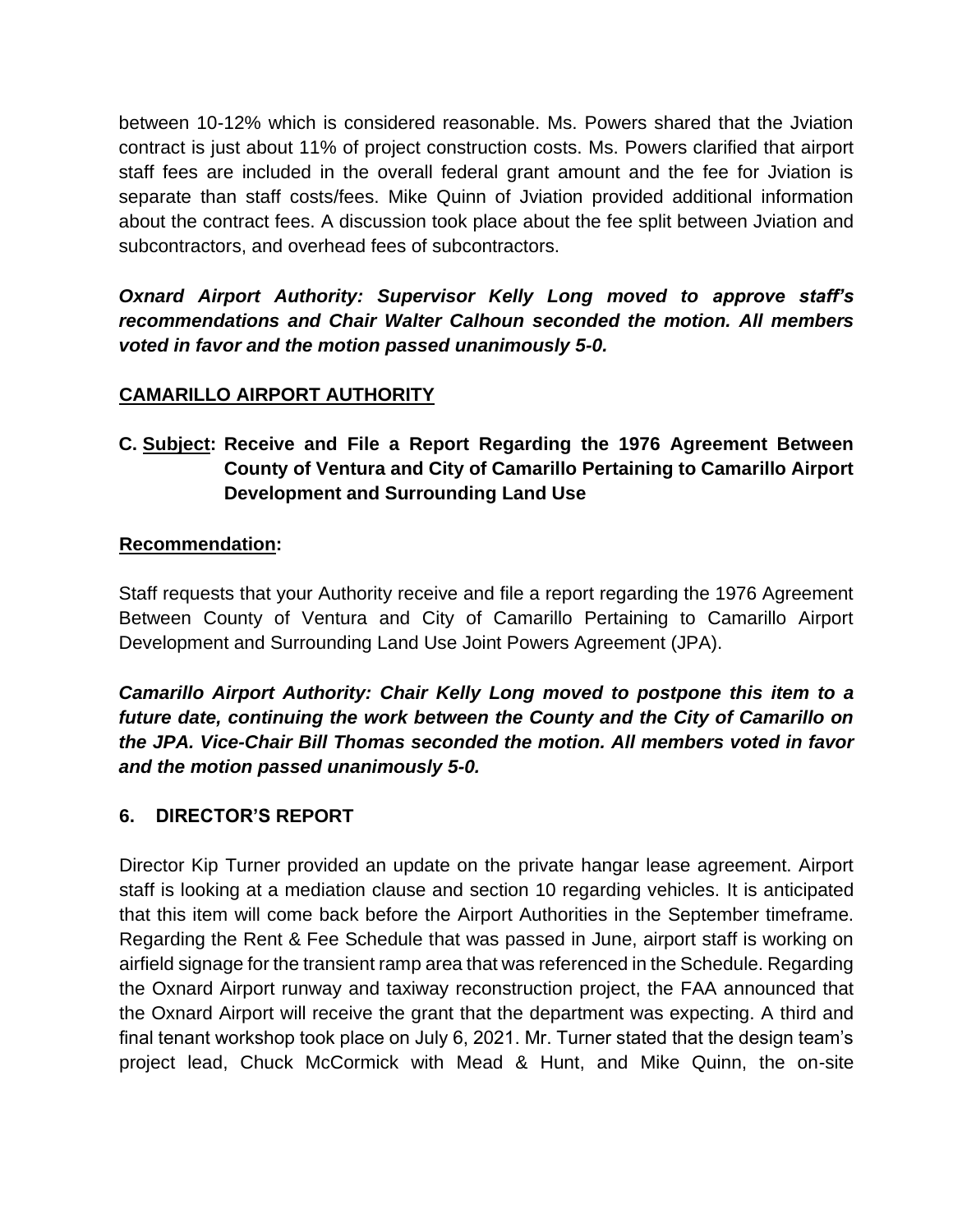between 10-12% which is considered reasonable. Ms. Powers shared that the Jviation contract is just about 11% of project construction costs. Ms. Powers clarified that airport staff fees are included in the overall federal grant amount and the fee for Jviation is separate than staff costs/fees. Mike Quinn of Jviation provided additional information about the contract fees. A discussion took place about the fee split between Jviation and subcontractors, and overhead fees of subcontractors.

***Oxnard Airport Authority: Supervisor Kelly Long moved to approve staff's recommendations and Chair Walter Calhoun seconded the motion. All members voted in favor and the motion passed unanimously 5-0.***

**CAMARILLO AIRPORT AUTHORITY**

**C. Subject: Receive and File a Report Regarding the 1976 Agreement Between County of Ventura and City of Camarillo Pertaining to Camarillo Airport Development and Surrounding Land Use**

**Recommendation:**

Staff requests that your Authority receive and file a report regarding the 1976 Agreement Between County of Ventura and City of Camarillo Pertaining to Camarillo Airport Development and Surrounding Land Use Joint Powers Agreement (JPA).

***Camarillo Airport Authority: Chair Kelly Long moved to postpone this item to a future date, continuing the work between the County and the City of Camarillo on the JPA. Vice-Chair Bill Thomas seconded the motion. All members voted in favor and the motion passed unanimously 5-0.***

## 6. DIRECTOR'S REPORT

Director Kip Turner provided an update on the private hangar lease agreement. Airport staff is looking at a mediation clause and section 10 regarding vehicles. It is anticipated that this item will come back before the Airport Authorities in the September timeframe. Regarding the Rent & Fee Schedule that was passed in June, airport staff is working on airfield signage for the transient ramp area that was referenced in the Schedule. Regarding the Oxnard Airport runway and taxiway reconstruction project, the FAA announced that the Oxnard Airport will receive the grant that the department was expecting. A third and final tenant workshop took place on July 6, 2021. Mr. Turner stated that the design team's project lead, Chuck McCormick with Mead & Hunt, and Mike Quinn, the on-site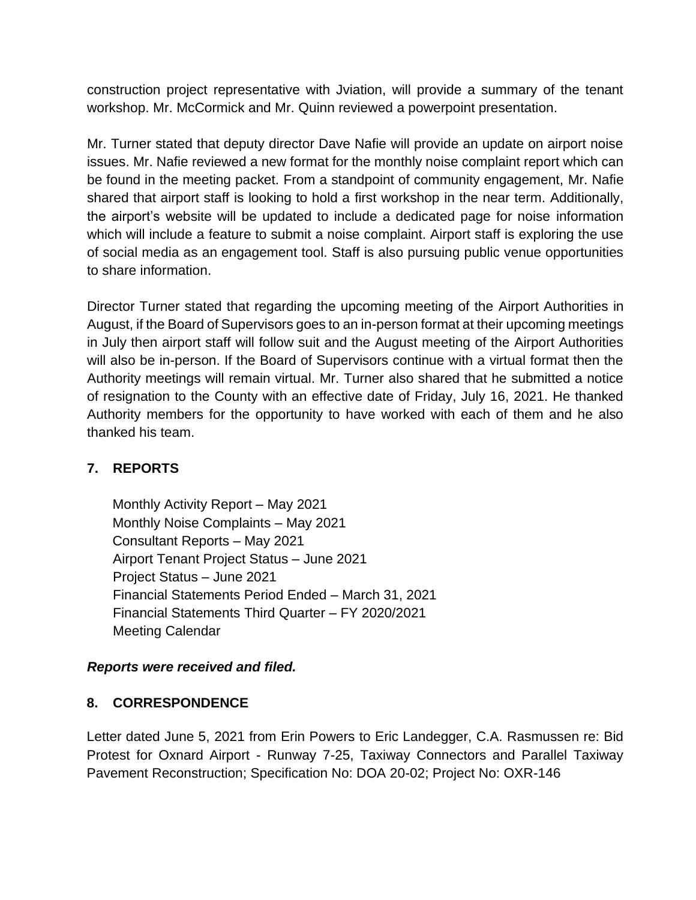construction project representative with Jviation, will provide a summary of the tenant workshop. Mr. McCormick and Mr. Quinn reviewed a powerpoint presentation.

Mr. Turner stated that deputy director Dave Nafie will provide an update on airport noise issues. Mr. Nafie reviewed a new format for the monthly noise complaint report which can be found in the meeting packet. From a standpoint of community engagement, Mr. Nafie shared that airport staff is looking to hold a first workshop in the near term. Additionally, the airport's website will be updated to include a dedicated page for noise information which will include a feature to submit a noise complaint. Airport staff is exploring the use of social media as an engagement tool. Staff is also pursuing public venue opportunities to share information.

Director Turner stated that regarding the upcoming meeting of the Airport Authorities in August, if the Board of Supervisors goes to an in-person format at their upcoming meetings in July then airport staff will follow suit and the August meeting of the Airport Authorities will also be in-person. If the Board of Supervisors continue with a virtual format then the Authority meetings will remain virtual. Mr. Turner also shared that he submitted a notice of resignation to the County with an effective date of Friday, July 16, 2021. He thanked Authority members for the opportunity to have worked with each of them and he also thanked his team.

## 7. REPORTS

Monthly Activity Report – May 2021
Monthly Noise Complaints – May 2021
Consultant Reports – May 2021
Airport Tenant Project Status – June 2021
Project Status – June 2021
Financial Statements Period Ended – March 31, 2021
Financial Statements Third Quarter – FY 2020/2021
Meeting Calendar

***Reports were received and filed.***

## 8. CORRESPONDENCE

Letter dated June 5, 2021 from Erin Powers to Eric Landegger, C.A. Rasmussen re: Bid Protest for Oxnard Airport - Runway 7-25, Taxiway Connectors and Parallel Taxiway Pavement Reconstruction; Specification No: DOA 20-02; Project No: OXR-146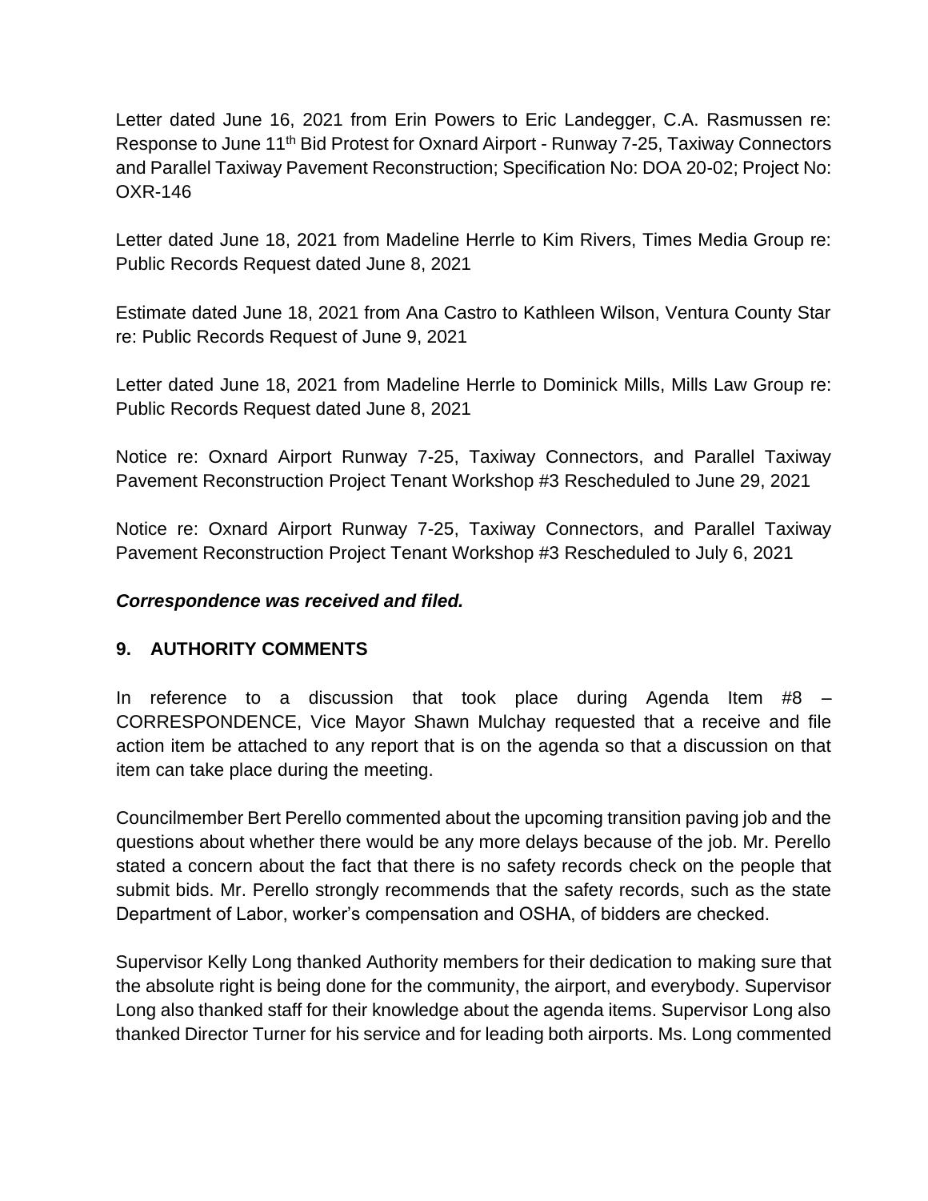Letter dated June 16, 2021 from Erin Powers to Eric Landegger, C.A. Rasmussen re: Response to June 11th Bid Protest for Oxnard Airport - Runway 7-25, Taxiway Connectors and Parallel Taxiway Pavement Reconstruction; Specification No: DOA 20-02; Project No: OXR-146

Letter dated June 18, 2021 from Madeline Herrle to Kim Rivers, Times Media Group re: Public Records Request dated June 8, 2021

Estimate dated June 18, 2021 from Ana Castro to Kathleen Wilson, Ventura County Star re: Public Records Request of June 9, 2021

Letter dated June 18, 2021 from Madeline Herrle to Dominick Mills, Mills Law Group re: Public Records Request dated June 8, 2021

Notice re: Oxnard Airport Runway 7-25, Taxiway Connectors, and Parallel Taxiway Pavement Reconstruction Project Tenant Workshop #3 Rescheduled to June 29, 2021

Notice re: Oxnard Airport Runway 7-25, Taxiway Connectors, and Parallel Taxiway Pavement Reconstruction Project Tenant Workshop #3 Rescheduled to July 6, 2021

***Correspondence was received and filed.***

## 9. AUTHORITY COMMENTS

In reference to a discussion that took place during Agenda Item #8 – CORRESPONDENCE, Vice Mayor Shawn Mulchay requested that a receive and file action item be attached to any report that is on the agenda so that a discussion on that item can take place during the meeting.

Councilmember Bert Perello commented about the upcoming transition paving job and the questions about whether there would be any more delays because of the job. Mr. Perello stated a concern about the fact that there is no safety records check on the people that submit bids. Mr. Perello strongly recommends that the safety records, such as the state Department of Labor, worker's compensation and OSHA, of bidders are checked.

Supervisor Kelly Long thanked Authority members for their dedication to making sure that the absolute right is being done for the community, the airport, and everybody. Supervisor Long also thanked staff for their knowledge about the agenda items. Supervisor Long also thanked Director Turner for his service and for leading both airports. Ms. Long commented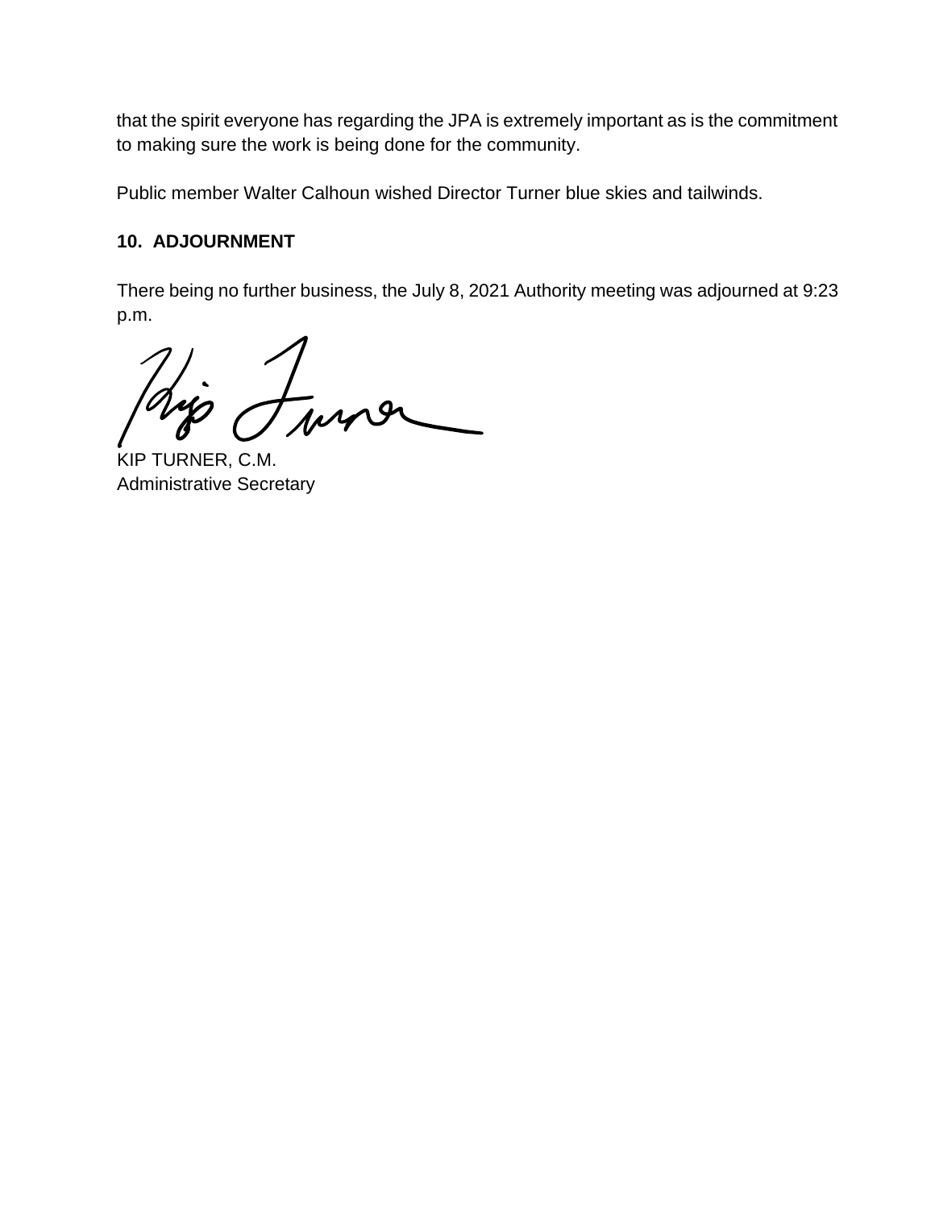that the spirit everyone has regarding the JPA is extremely important as is the commitment to making sure the work is being done for the community.

Public member Walter Calhoun wished Director Turner blue skies and tailwinds.

## 10. ADJOURNMENT

There being no further business, the July 8, 2021 Authority meeting was adjourned at 9:23 p.m.

KIP TURNER, C.M.
Administrative Secretary